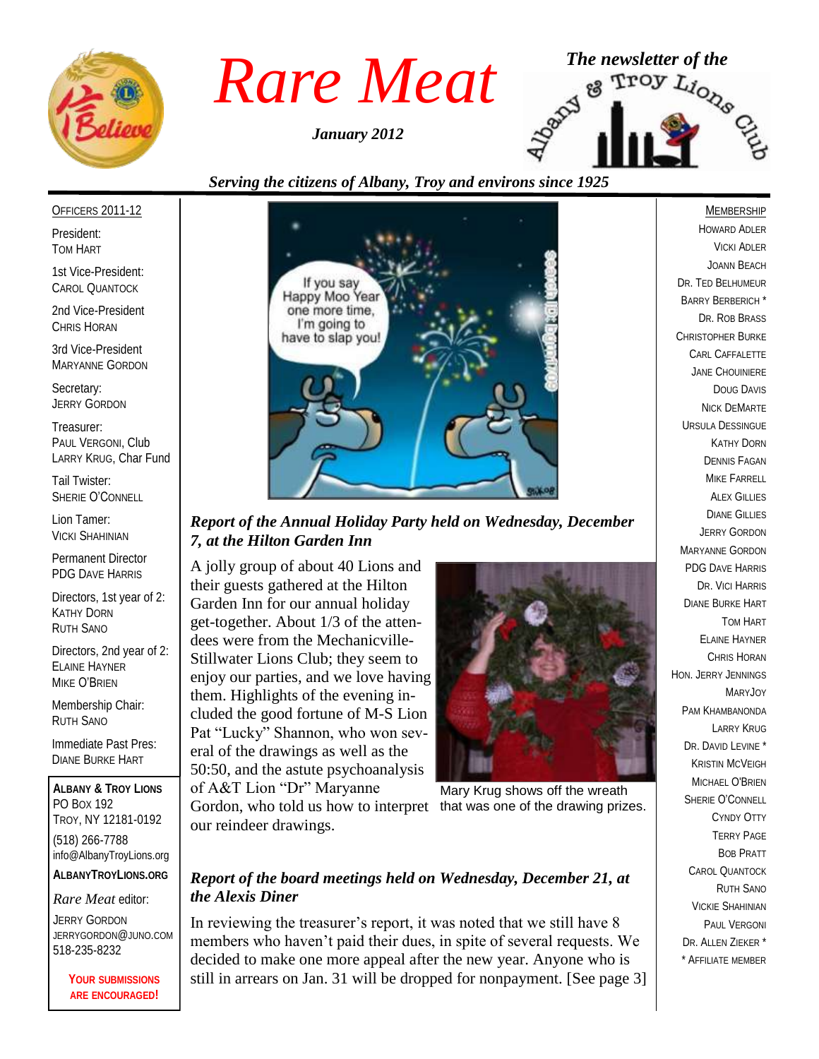# Rare Meat

*January 2012*

*The newsletter of the* Albany & Troy Lions Club

*Serving the citizens of Albany, Troy and environs since 1925*

OFFICERS 2011-12

President:
TOM HART

1st Vice-President:
CAROL QUANTOCK

2nd Vice-President
CHRIS HORAN

3rd Vice-President
MARYANNE GORDON

Secretary:
JERRY GORDON

Treasurer:
PAUL VERGONI, Club
LARRY KRUG, Char Fund

Tail Twister:
SHERIE O'CONNELL

Lion Tamer:
VICKI SHAHINIAN

Permanent Director
PDG DAVE HARRIS

Directors, 1st year of 2:
KATHY DORN
RUTH SANO

Directors, 2nd year of 2:
ELAINE HAYNER
MIKE O'BRIEN

Membership Chair:
RUTH SANO

Immediate Past Pres:
DIANE BURKE HART

**ALBANY & TROY LIONS**
PO BOX 192
TROY, NY 12181-0192
(518) 266-7788
info@AlbanyTroyLions.org
**ALBANYTROYLIONS.ORG**

*Rare Meat* editor:
JERRY GORDON
JERRYGORDON@JUNO.COM
518-235-8232

**YOUR SUBMISSIONS ARE ENCOURAGED!**

### *Report of the Annual Holiday Party held on Wednesday, December 7, at the Hilton Garden Inn*

A jolly group of about 40 Lions and their guests gathered at the Hilton Garden Inn for our annual holiday get-together. About 1/3 of the attendees were from the Mechanicville-Stillwater Lions Club; they seem to enjoy our parties, and we love having them. Highlights of the evening included the good fortune of M-S Lion Pat "Lucky" Shannon, who won several of the drawings as well as the 50:50, and the astute psychoanalysis of A&T Lion "Dr" Maryanne Gordon, who told us how to interpret our reindeer drawings.

Mary Krug shows off the wreath that was one of the drawing prizes.

### *Report of the board meetings held on Wednesday, December 21, at the Alexis Diner*

In reviewing the treasurer's report, it was noted that we still have 8 members who haven't paid their dues, in spite of several requests. We decided to make one more appeal after the new year. Anyone who is still in arrears on Jan. 31 will be dropped for nonpayment. [See page 3]

MEMBERSHIP

HOWARD ADLER
VICKI ADLER
JOANN BEACH
DR. TED BELHUMEUR
BARRY BERBERICH *
DR. ROB BRASS
CHRISTOPHER BURKE
CARL CAFFALETTE
JANE CHOUINIERE
DOUG DAVIS
NICK DEMARTE
URSULA DESSINGUE
KATHY DORN
DENNIS FAGAN
MIKE FARRELL
ALEX GILLIES
DIANE GILLIES
JERRY GORDON
MARYANNE GORDON
PDG DAVE HARRIS
DR. VICI HARRIS
DIANE BURKE HART
TOM HART
ELAINE HAYNER
CHRIS HORAN
HON. JERRY JENNINGS
MARYJOY
PAM KHAMBANONDA
LARRY KRUG
DR. DAVID LEVINE *
KRISTIN MCVEIGH
MICHAEL O'BRIEN
SHERIE O'CONNELL
CYNDY OTTY
TERRY PAGE
BOB PRATT
CAROL QUANTOCK
RUTH SANO
VICKIE SHAHINIAN
PAUL VERGONI
DR. ALLEN ZIEKER *

* AFFILIATE MEMBER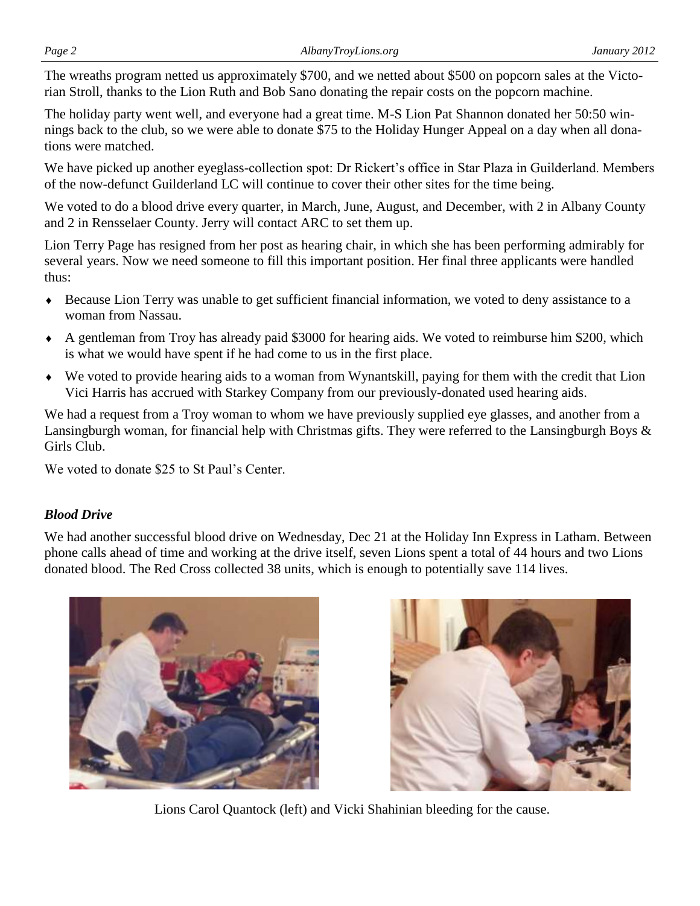The wreaths program netted us approximately $700, and we netted about $500 on popcorn sales at the Victorian Stroll, thanks to the Lion Ruth and Bob Sano donating the repair costs on the popcorn machine.

The holiday party went well, and everyone had a great time. M-S Lion Pat Shannon donated her 50:50 winnings back to the club, so we were able to donate $75 to the Holiday Hunger Appeal on a day when all donations were matched.

We have picked up another eyeglass-collection spot: Dr Rickert's office in Star Plaza in Guilderland. Members of the now-defunct Guilderland LC will continue to cover their other sites for the time being.

We voted to do a blood drive every quarter, in March, June, August, and December, with 2 in Albany County and 2 in Rensselaer County. Jerry will contact ARC to set them up.

Lion Terry Page has resigned from her post as hearing chair, in which she has been performing admirably for several years. Now we need someone to fill this important position. Her final three applicants were handled thus:

- Because Lion Terry was unable to get sufficient financial information, we voted to deny assistance to a woman from Nassau.
- A gentleman from Troy has already paid $3000 for hearing aids. We voted to reimburse him $200, which is what we would have spent if he had come to us in the first place.
- We voted to provide hearing aids to a woman from Wynantskill, paying for them with the credit that Lion Vici Harris has accrued with Starkey Company from our previously-donated used hearing aids.

We had a request from a Troy woman to whom we have previously supplied eye glasses, and another from a Lansingburgh woman, for financial help with Christmas gifts. They were referred to the Lansingburgh Boys & Girls Club.

We voted to donate $25 to St Paul's Center.

### *Blood Drive*

We had another successful blood drive on Wednesday, Dec 21 at the Holiday Inn Express in Latham. Between phone calls ahead of time and working at the drive itself, seven Lions spent a total of 44 hours and two Lions donated blood. The Red Cross collected 38 units, which is enough to potentially save 114 lives.

Lions Carol Quantock (left) and Vicki Shahinian bleeding for the cause.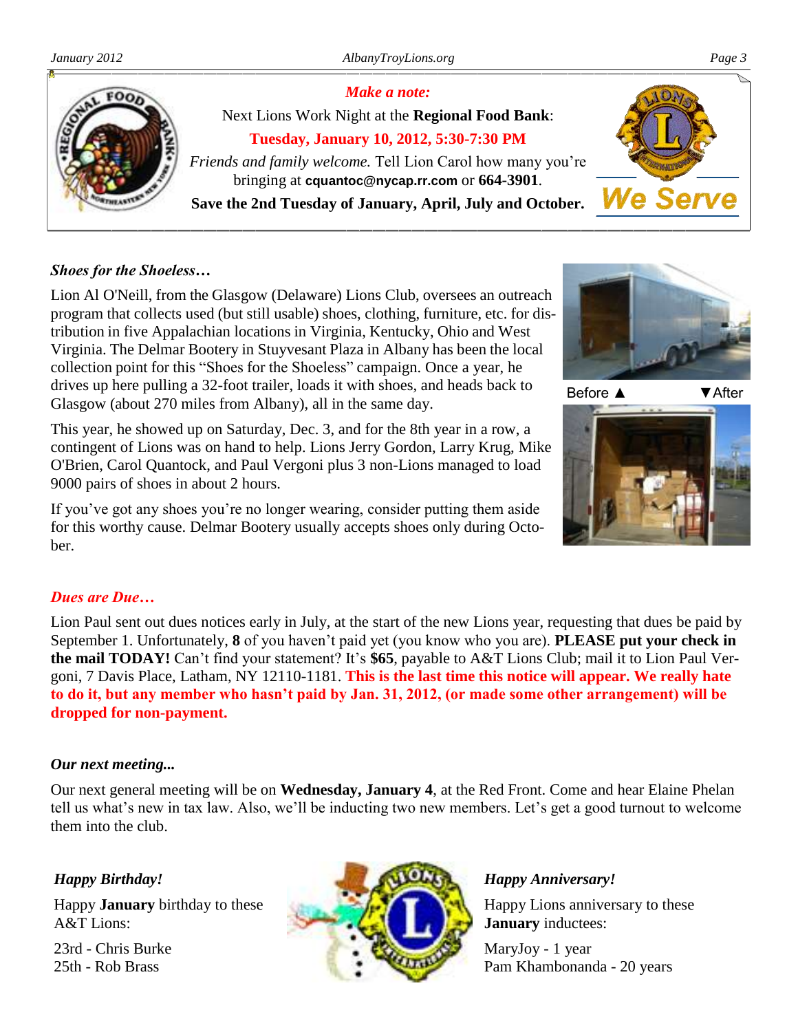*Make a note:*

Next Lions Work Night at the **Regional Food Bank**:

**Tuesday, January 10, 2012, 5:30-7:30 PM**

*Friends and family welcome.* Tell Lion Carol how many you're bringing at **cquantoc@nycap.rr.com** or **664-3901**.

**Save the 2nd Tuesday of January, April, July and October.**

We Serve

### *Shoes for the Shoeless…*

Lion Al O'Neill, from the Glasgow (Delaware) Lions Club, oversees an outreach program that collects used (but still usable) shoes, clothing, furniture, etc. for distribution in five Appalachian locations in Virginia, Kentucky, Ohio and West Virginia. The Delmar Bootery in Stuyvesant Plaza in Albany has been the local collection point for this "Shoes for the Shoeless" campaign. Once a year, he drives up here pulling a 32-foot trailer, loads it with shoes, and heads back to Glasgow (about 270 miles from Albany), all in the same day.

This year, he showed up on Saturday, Dec. 3, and for the 8th year in a row, a contingent of Lions was on hand to help. Lions Jerry Gordon, Larry Krug, Mike O'Brien, Carol Quantock, and Paul Vergoni plus 3 non-Lions managed to load 9000 pairs of shoes in about 2 hours.

If you've got any shoes you're no longer wearing, consider putting them aside for this worthy cause. Delmar Bootery usually accepts shoes only during October.

Before ▲ ▼After

### *Dues are Due…*

Lion Paul sent out dues notices early in July, at the start of the new Lions year, requesting that dues be paid by September 1. Unfortunately, **8** of you haven't paid yet (you know who you are). **PLEASE put your check in the mail TODAY!** Can't find your statement? It's **$65**, payable to A&T Lions Club; mail it to Lion Paul Vergoni, 7 Davis Place, Latham, NY 12110-1181. **This is the last time this notice will appear. We really hate to do it, but any member who hasn't paid by Jan. 31, 2012, (or made some other arrangement) will be dropped for non-payment.**

### *Our next meeting...*

Our next general meeting will be on **Wednesday, January 4**, at the Red Front. Come and hear Elaine Phelan tell us what's new in tax law. Also, we'll be inducting two new members. Let's get a good turnout to welcome them into the club.

### *Happy Birthday!*

Happy **January** birthday to these A&T Lions:

23rd - Chris Burke
25th - Rob Brass

### *Happy Anniversary!*

Happy Lions anniversary to these **January** inductees:

MaryJoy - 1 year
Pam Khambonanda - 20 years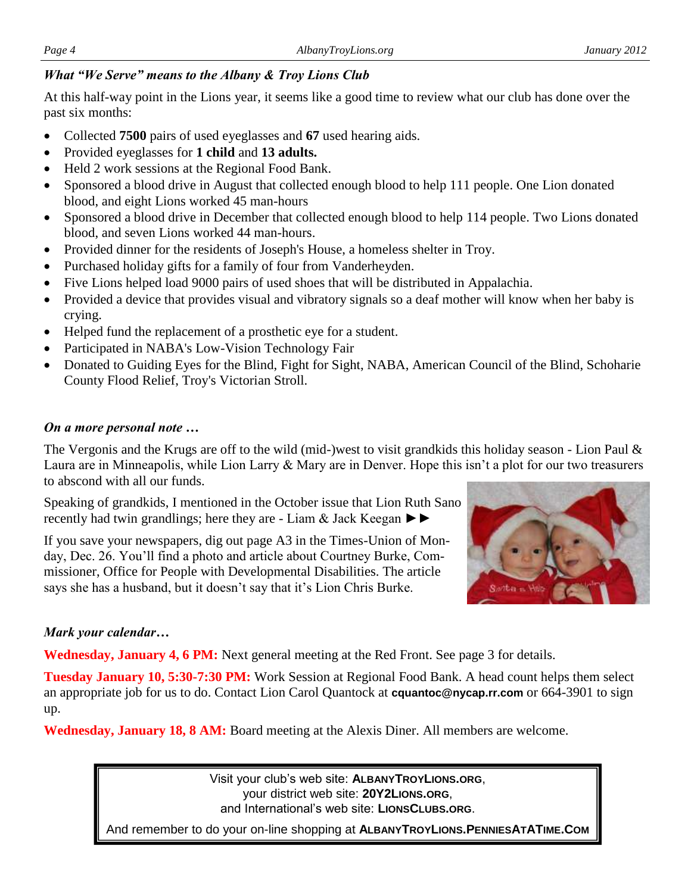### *What "We Serve" means to the Albany & Troy Lions Club*

At this half-way point in the Lions year, it seems like a good time to review what our club has done over the past six months:

- Collected **7500** pairs of used eyeglasses and **67** used hearing aids.
- Provided eyeglasses for **1 child** and **13 adults.**
- Held 2 work sessions at the Regional Food Bank.
- Sponsored a blood drive in August that collected enough blood to help 111 people. One Lion donated blood, and eight Lions worked 45 man-hours
- Sponsored a blood drive in December that collected enough blood to help 114 people. Two Lions donated blood, and seven Lions worked 44 man-hours.
- Provided dinner for the residents of Joseph's House, a homeless shelter in Troy.
- Purchased holiday gifts for a family of four from Vanderheyden.
- Five Lions helped load 9000 pairs of used shoes that will be distributed in Appalachia.
- Provided a device that provides visual and vibratory signals so a deaf mother will know when her baby is crying.
- Helped fund the replacement of a prosthetic eye for a student.
- Participated in NABA's Low-Vision Technology Fair
- Donated to Guiding Eyes for the Blind, Fight for Sight, NABA, American Council of the Blind, Schoharie County Flood Relief, Troy's Victorian Stroll.

### *On a more personal note …*

The Vergonis and the Krugs are off to the wild (mid-)west to visit grandkids this holiday season - Lion Paul & Laura are in Minneapolis, while Lion Larry & Mary are in Denver. Hope this isn't a plot for our two treasurers to abscond with all our funds.

Speaking of grandkids, I mentioned in the October issue that Lion Ruth Sano recently had twin grandlings; here they are - Liam & Jack Keegan ►►

If you save your newspapers, dig out page A3 in the Times-Union of Monday, Dec. 26. You'll find a photo and article about Courtney Burke, Commissioner, Office for People with Developmental Disabilities. The article says she has a husband, but it doesn't say that it's Lion Chris Burke.

### *Mark your calendar…*

**Wednesday, January 4, 6 PM:** Next general meeting at the Red Front. See page 3 for details.

**Tuesday January 10, 5:30-7:30 PM:** Work Session at Regional Food Bank. A head count helps them select an appropriate job for us to do. Contact Lion Carol Quantock at **cquantoc@nycap.rr.com** or 664-3901 to sign up.

**Wednesday, January 18, 8 AM:** Board meeting at the Alexis Diner. All members are welcome.

Visit your club's web site: **AlbanyTroyLions.org**,
your district web site: **20Y2Lions.org**,
and International's web site: **LionsClubs.org**.

And remember to do your on-line shopping at **AlbanyTroyLions.PenniesAtATime.Com**